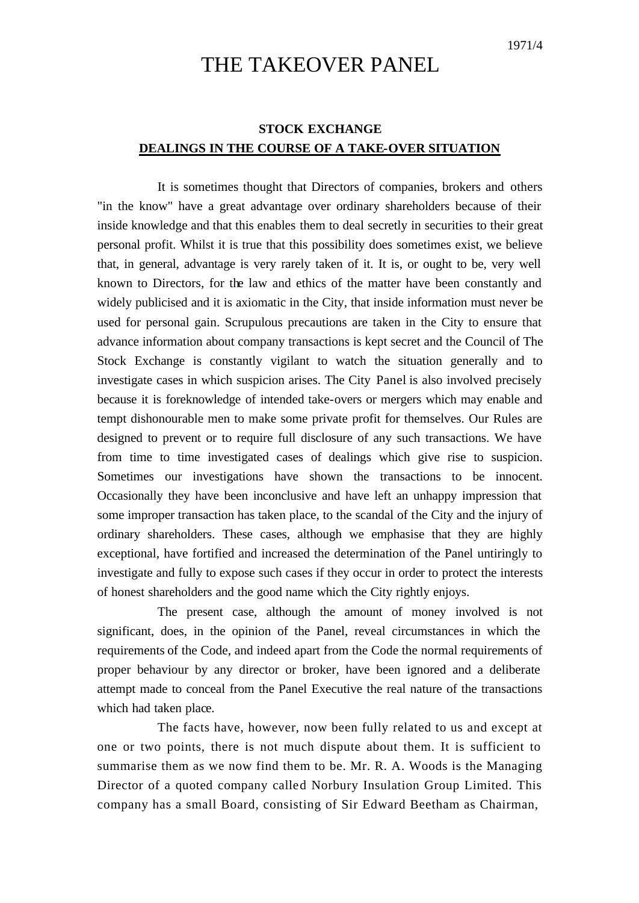1971/4

# THE TAKEOVER PANEL

## STOCK EXCHANGE

## DEALINGS IN THE COURSE OF A TAKE-OVER SITUATION

It is sometimes thought that Directors of companies, brokers and others "in the know" have a great advantage over ordinary shareholders because of their inside knowledge and that this enables them to deal secretly in securities to their great personal profit. Whilst it is true that this possibility does sometimes exist, we believe that, in general, advantage is very rarely taken of it. It is, or ought to be, very well known to Directors, for the law and ethics of the matter have been constantly and widely publicised and it is axiomatic in the City, that inside information must never be used for personal gain. Scrupulous precautions are taken in the City to ensure that advance information about company transactions is kept secret and the Council of The Stock Exchange is constantly vigilant to watch the situation generally and to investigate cases in which suspicion arises. The City Panel is also involved precisely because it is foreknowledge of intended take-overs or mergers which may enable and tempt dishonourable men to make some private profit for themselves. Our Rules are designed to prevent or to require full disclosure of any such transactions. We have from time to time investigated cases of dealings which give rise to suspicion. Sometimes our investigations have shown the transactions to be innocent. Occasionally they have been inconclusive and have left an unhappy impression that some improper transaction has taken place, to the scandal of the City and the injury of ordinary shareholders. These cases, although we emphasise that they are highly exceptional, have fortified and increased the determination of the Panel untiringly to investigate and fully to expose such cases if they occur in order to protect the interests of honest shareholders and the good name which the City rightly enjoys.

The present case, although the amount of money involved is not significant, does, in the opinion of the Panel, reveal circumstances in which the requirements of the Code, and indeed apart from the Code the normal requirements of proper behaviour by any director or broker, have been ignored and a deliberate attempt made to conceal from the Panel Executive the real nature of the transactions which had taken place.

The facts have, however, now been fully related to us and except at one or two points, there is not much dispute about them. It is sufficient to summarise them as we now find them to be. Mr. R. A. Woods is the Managing Director of a quoted company called Norbury Insulation Group Limited. This company has a small Board, consisting of Sir Edward Beetham as Chairman,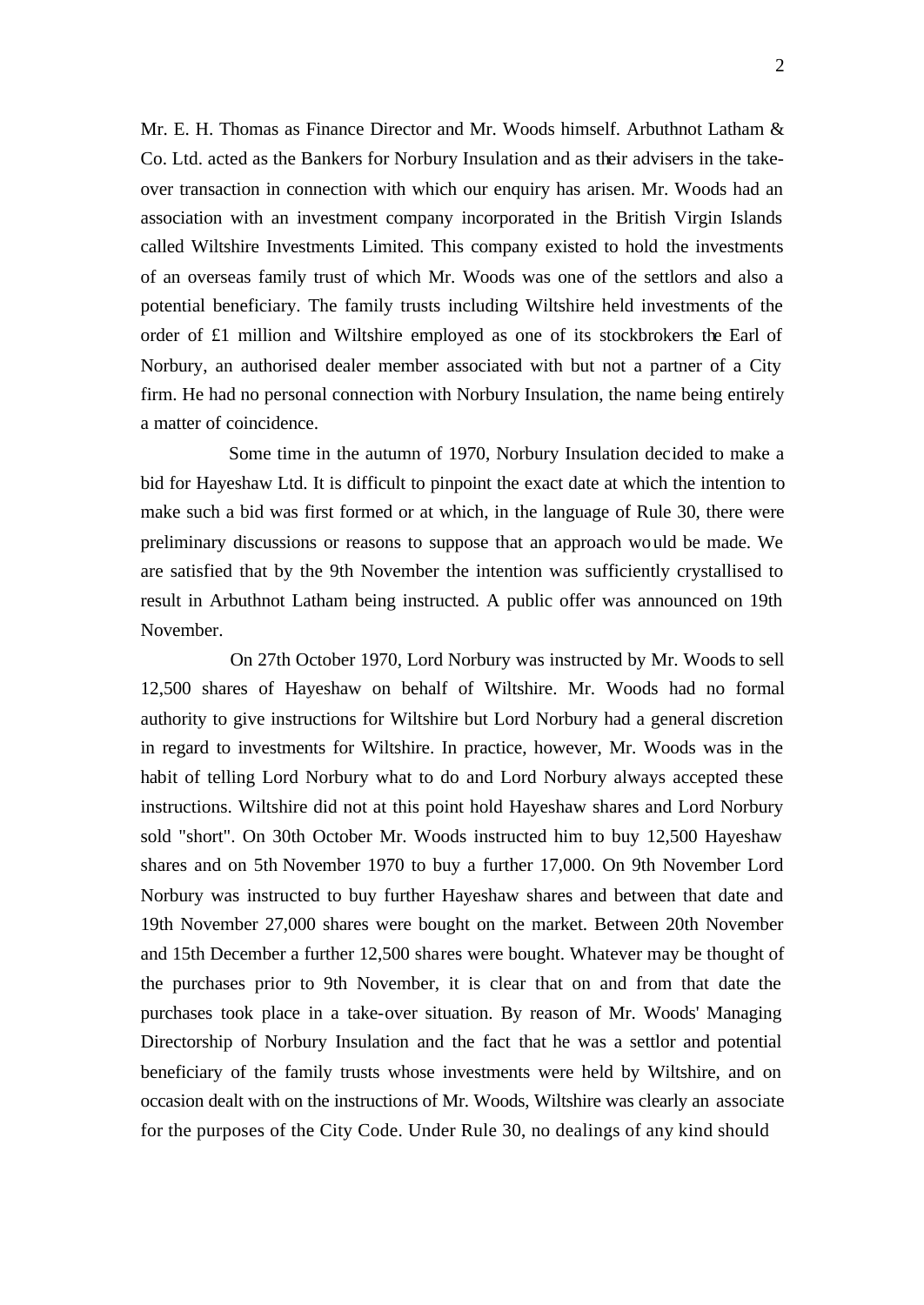Mr. E. H. Thomas as Finance Director and Mr. Woods himself. Arbuthnot Latham & Co. Ltd. acted as the Bankers for Norbury Insulation and as their advisers in the take-over transaction in connection with which our enquiry has arisen. Mr. Woods had an association with an investment company incorporated in the British Virgin Islands called Wiltshire Investments Limited. This company existed to hold the investments of an overseas family trust of which Mr. Woods was one of the settlors and also a potential beneficiary. The family trusts including Wiltshire held investments of the order of £1 million and Wiltshire employed as one of its stockbrokers the Earl of Norbury, an authorised dealer member associated with but not a partner of a City firm. He had no personal connection with Norbury Insulation, the name being entirely a matter of coincidence.

Some time in the autumn of 1970, Norbury Insulation decided to make a bid for Hayeshaw Ltd. It is difficult to pinpoint the exact date at which the intention to make such a bid was first formed or at which, in the language of Rule 30, there were preliminary discussions or reasons to suppose that an approach would be made. We are satisfied that by the 9th November the intention was sufficiently crystallised to result in Arbuthnot Latham being instructed. A public offer was announced on 19th November.

On 27th October 1970, Lord Norbury was instructed by Mr. Woods to sell 12,500 shares of Hayeshaw on behalf of Wiltshire. Mr. Woods had no formal authority to give instructions for Wiltshire but Lord Norbury had a general discretion in regard to investments for Wiltshire. In practice, however, Mr. Woods was in the habit of telling Lord Norbury what to do and Lord Norbury always accepted these instructions. Wiltshire did not at this point hold Hayeshaw shares and Lord Norbury sold "short". On 30th October Mr. Woods instructed him to buy 12,500 Hayeshaw shares and on 5th November 1970 to buy a further 17,000. On 9th November Lord Norbury was instructed to buy further Hayeshaw shares and between that date and 19th November 27,000 shares were bought on the market. Between 20th November and 15th December a further 12,500 shares were bought. Whatever may be thought of the purchases prior to 9th November, it is clear that on and from that date the purchases took place in a take-over situation. By reason of Mr. Woods' Managing Directorship of Norbury Insulation and the fact that he was a settlor and potential beneficiary of the family trusts whose investments were held by Wiltshire, and on occasion dealt with on the instructions of Mr. Woods, Wiltshire was clearly an associate for the purposes of the City Code. Under Rule 30, no dealings of any kind should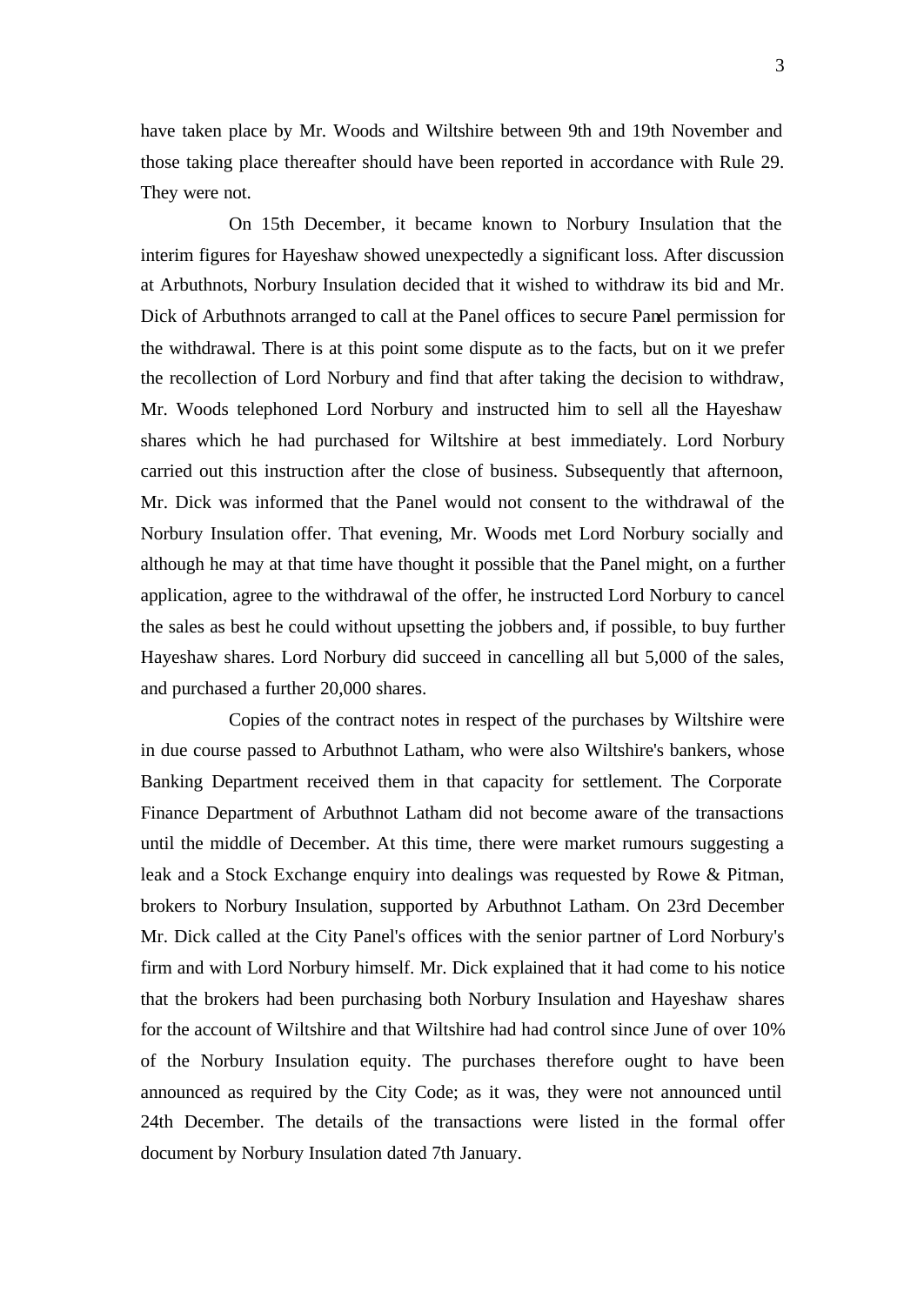have taken place by Mr. Woods and Wiltshire between 9th and 19th November and those taking place thereafter should have been reported in accordance with Rule 29. They were not.

On 15th December, it became known to Norbury Insulation that the interim figures for Hayeshaw showed unexpectedly a significant loss. After discussion at Arbuthnots, Norbury Insulation decided that it wished to withdraw its bid and Mr. Dick of Arbuthnots arranged to call at the Panel offices to secure Panel permission for the withdrawal. There is at this point some dispute as to the facts, but on it we prefer the recollection of Lord Norbury and find that after taking the decision to withdraw, Mr. Woods telephoned Lord Norbury and instructed him to sell all the Hayeshaw shares which he had purchased for Wiltshire at best immediately. Lord Norbury carried out this instruction after the close of business. Subsequently that afternoon, Mr. Dick was informed that the Panel would not consent to the withdrawal of the Norbury Insulation offer. That evening, Mr. Woods met Lord Norbury socially and although he may at that time have thought it possible that the Panel might, on a further application, agree to the withdrawal of the offer, he instructed Lord Norbury to cancel the sales as best he could without upsetting the jobbers and, if possible, to buy further Hayeshaw shares. Lord Norbury did succeed in cancelling all but 5,000 of the sales, and purchased a further 20,000 shares.

Copies of the contract notes in respect of the purchases by Wiltshire were in due course passed to Arbuthnot Latham, who were also Wiltshire's bankers, whose Banking Department received them in that capacity for settlement. The Corporate Finance Department of Arbuthnot Latham did not become aware of the transactions until the middle of December. At this time, there were market rumours suggesting a leak and a Stock Exchange enquiry into dealings was requested by Rowe & Pitman, brokers to Norbury Insulation, supported by Arbuthnot Latham. On 23rd December Mr. Dick called at the City Panel's offices with the senior partner of Lord Norbury's firm and with Lord Norbury himself. Mr. Dick explained that it had come to his notice that the brokers had been purchasing both Norbury Insulation and Hayeshaw shares for the account of Wiltshire and that Wiltshire had had control since June of over 10% of the Norbury Insulation equity. The purchases therefore ought to have been announced as required by the City Code; as it was, they were not announced until 24th December. The details of the transactions were listed in the formal offer document by Norbury Insulation dated 7th January.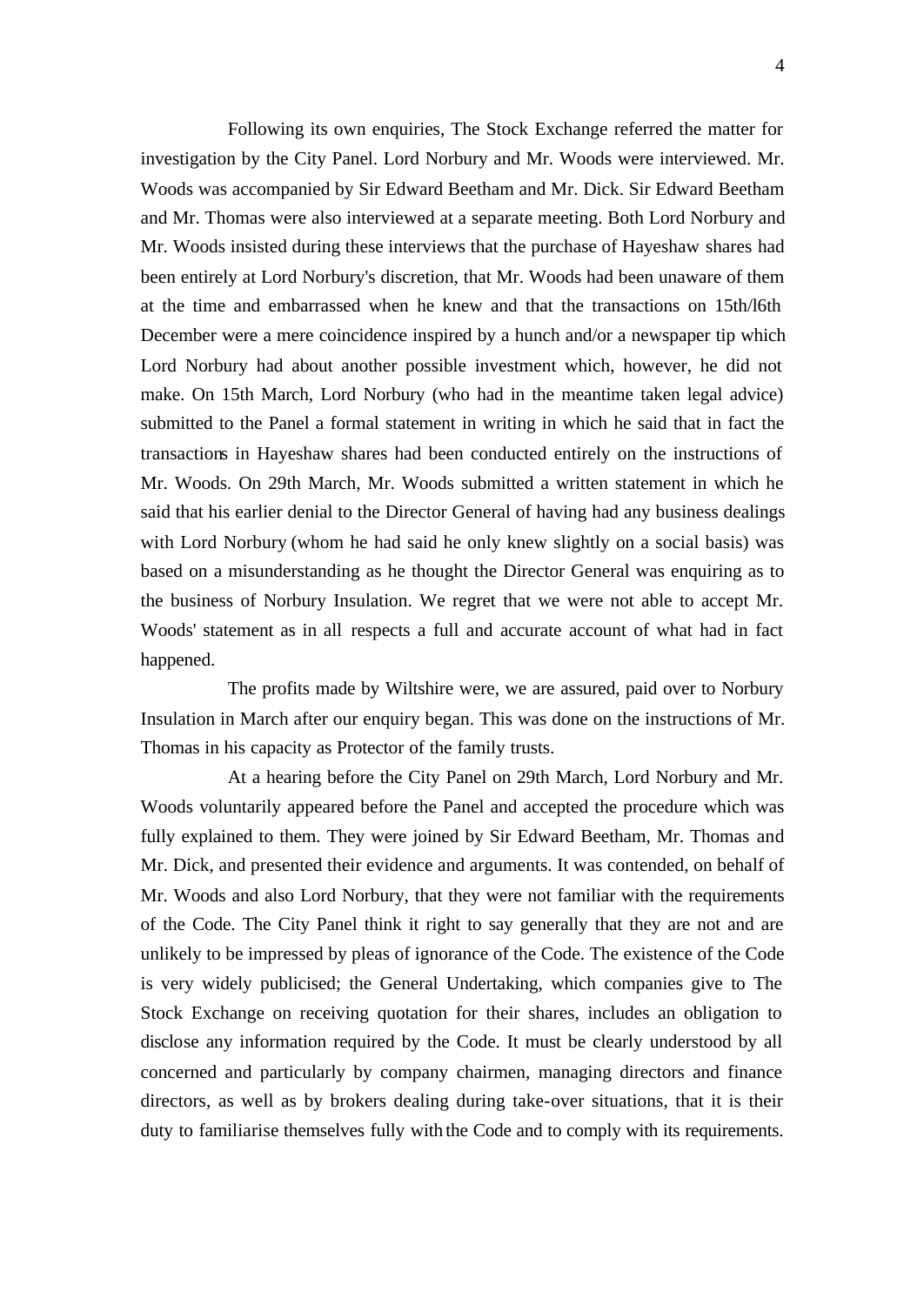Following its own enquiries, The Stock Exchange referred the matter for investigation by the City Panel. Lord Norbury and Mr. Woods were interviewed. Mr. Woods was accompanied by Sir Edward Beetham and Mr. Dick. Sir Edward Beetham and Mr. Thomas were also interviewed at a separate meeting. Both Lord Norbury and Mr. Woods insisted during these interviews that the purchase of Hayeshaw shares had been entirely at Lord Norbury's discretion, that Mr. Woods had been unaware of them at the time and embarrassed when he knew and that the transactions on 15th/16th December were a mere coincidence inspired by a hunch and/or a newspaper tip which Lord Norbury had about another possible investment which, however, he did not make. On 15th March, Lord Norbury (who had in the meantime taken legal advice) submitted to the Panel a formal statement in writing in which he said that in fact the transactions in Hayeshaw shares had been conducted entirely on the instructions of Mr. Woods. On 29th March, Mr. Woods submitted a written statement in which he said that his earlier denial to the Director General of having had any business dealings with Lord Norbury (whom he had said he only knew slightly on a social basis) was based on a misunderstanding as he thought the Director General was enquiring as to the business of Norbury Insulation. We regret that we were not able to accept Mr. Woods' statement as in all respects a full and accurate account of what had in fact happened.

The profits made by Wiltshire were, we are assured, paid over to Norbury Insulation in March after our enquiry began. This was done on the instructions of Mr. Thomas in his capacity as Protector of the family trusts.

At a hearing before the City Panel on 29th March, Lord Norbury and Mr. Woods voluntarily appeared before the Panel and accepted the procedure which was fully explained to them. They were joined by Sir Edward Beetham, Mr. Thomas and Mr. Dick, and presented their evidence and arguments. It was contended, on behalf of Mr. Woods and also Lord Norbury, that they were not familiar with the requirements of the Code. The City Panel think it right to say generally that they are not and are unlikely to be impressed by pleas of ignorance of the Code. The existence of the Code is very widely publicised; the General Undertaking, which companies give to The Stock Exchange on receiving quotation for their shares, includes an obligation to disclose any information required by the Code. It must be clearly understood by all concerned and particularly by company chairmen, managing directors and finance directors, as well as by brokers dealing during take-over situations, that it is their duty to familiarise themselves fully with the Code and to comply with its requirements.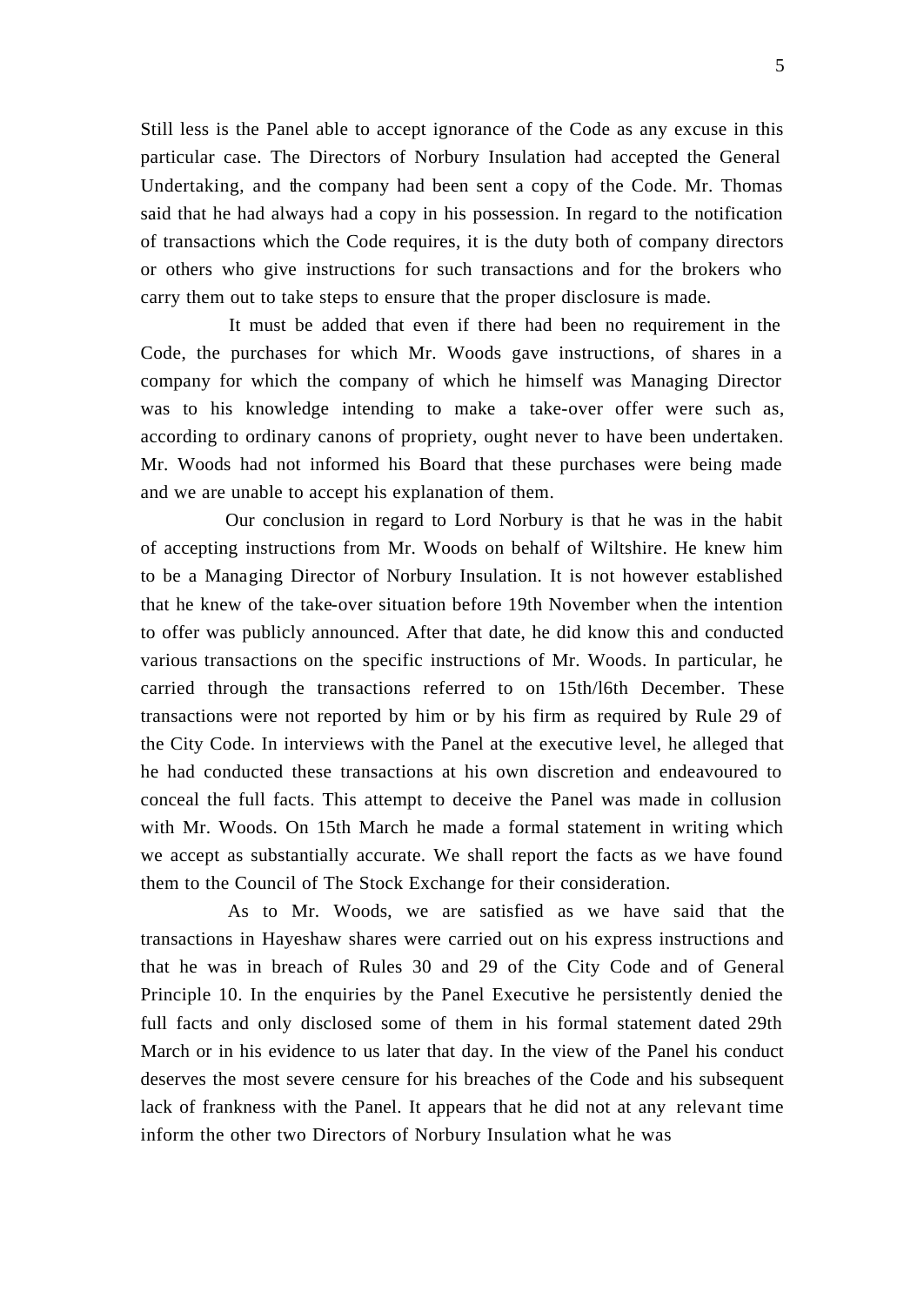Still less is the Panel able to accept ignorance of the Code as any excuse in this particular case. The Directors of Norbury Insulation had accepted the General Undertaking, and the company had been sent a copy of the Code. Mr. Thomas said that he had always had a copy in his possession. In regard to the notification of transactions which the Code requires, it is the duty both of company directors or others who give instructions for such transactions and for the brokers who carry them out to take steps to ensure that the proper disclosure is made.

It must be added that even if there had been no requirement in the Code, the purchases for which Mr. Woods gave instructions, of shares in a company for which the company of which he himself was Managing Director was to his knowledge intending to make a take-over offer were such as, according to ordinary canons of propriety, ought never to have been undertaken. Mr. Woods had not informed his Board that these purchases were being made and we are unable to accept his explanation of them.

Our conclusion in regard to Lord Norbury is that he was in the habit of accepting instructions from Mr. Woods on behalf of Wiltshire. He knew him to be a Managing Director of Norbury Insulation. It is not however established that he knew of the take-over situation before 19th November when the intention to offer was publicly announced. After that date, he did know this and conducted various transactions on the specific instructions of Mr. Woods. In particular, he carried through the transactions referred to on 15th/16th December. These transactions were not reported by him or by his firm as required by Rule 29 of the City Code. In interviews with the Panel at the executive level, he alleged that he had conducted these transactions at his own discretion and endeavoured to conceal the full facts. This attempt to deceive the Panel was made in collusion with Mr. Woods. On 15th March he made a formal statement in writing which we accept as substantially accurate. We shall report the facts as we have found them to the Council of The Stock Exchange for their consideration.

As to Mr. Woods, we are satisfied as we have said that the transactions in Hayeshaw shares were carried out on his express instructions and that he was in breach of Rules 30 and 29 of the City Code and of General Principle 10. In the enquiries by the Panel Executive he persistently denied the full facts and only disclosed some of them in his formal statement dated 29th March or in his evidence to us later that day. In the view of the Panel his conduct deserves the most severe censure for his breaches of the Code and his subsequent lack of frankness with the Panel. It appears that he did not at any relevant time inform the other two Directors of Norbury Insulation what he was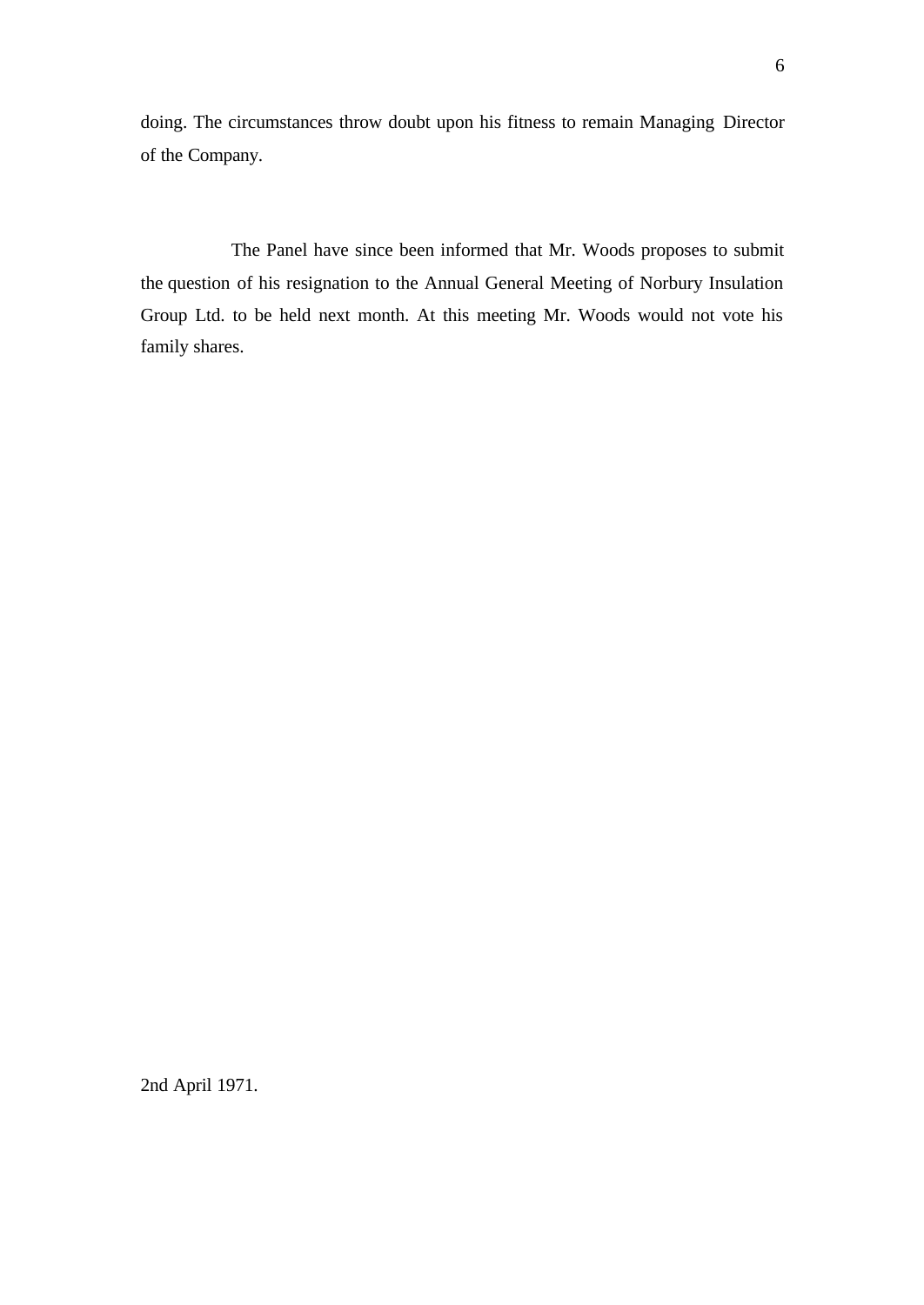doing. The circumstances throw doubt upon his fitness to remain Managing Director of the Company.

The Panel have since been informed that Mr. Woods proposes to submit the question of his resignation to the Annual General Meeting of Norbury Insulation Group Ltd. to be held next month. At this meeting Mr. Woods would not vote his family shares.

2nd April 1971.